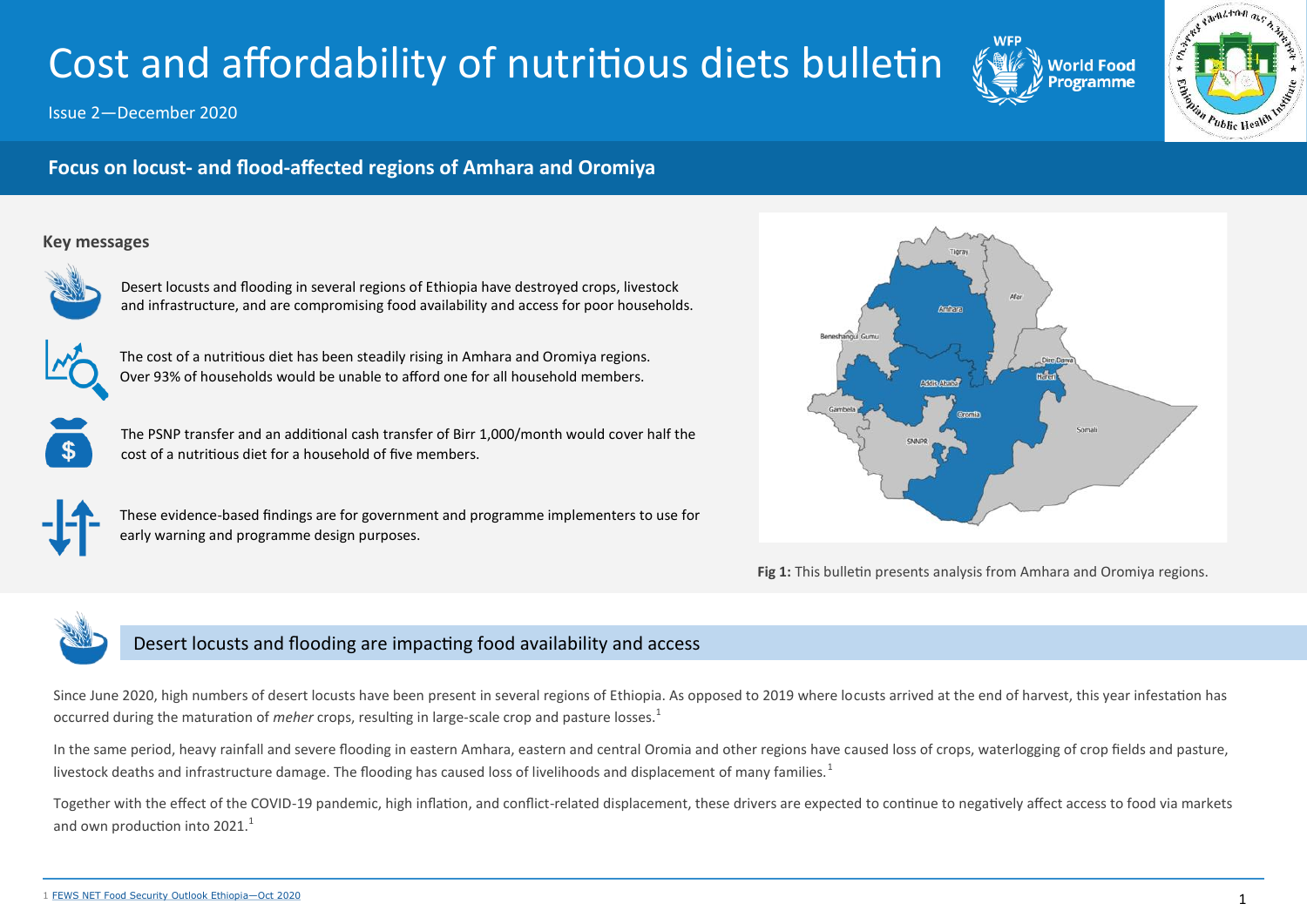# Cost and affordability of nutritious diets bulletin

Issue 2—December 2020

## Focus on locust- and flood-affected regions of Amhara and Oromiya

### Key messages

Desert locusts and flooding in several regions of Ethiopia have destroyed crops, livestock and infrastructure, and are compromising food availability and access for poor households.

The cost of a nutritious diet has been steadily rising in Amhara and Oromiya regions. Over 93% of households would be unable to afford one for all household members.

The PSNP transfer and an additional cash transfer of Birr 1,000/month would cover half the cost of a nutritious diet for a household of five members.

These evidence-based findings are for government and programme implementers to use for early warning and programme design purposes.

**Fig 1:** This bulletin presents analysis from Amhara and Oromiya regions.

## Desert locusts and flooding are impacting food availability and access

Since June 2020, high numbers of desert locusts have been present in several regions of Ethiopia. As opposed to 2019 where locusts arrived at the end of harvest, this year infestation has occurred during the maturation of *meher* crops, resulting in large-scale crop and pasture losses.[1]

In the same period, heavy rainfall and severe flooding in eastern Amhara, eastern and central Oromia and other regions have caused loss of crops, waterlogging of crop fields and pasture, livestock deaths and infrastructure damage. The flooding has caused loss of livelihoods and displacement of many families.[1]

Together with the effect of the COVID-19 pandemic, high inflation, and conflict-related displacement, these drivers are expected to continue to negatively affect access to food via markets and own production into 2021.[1]

1 FEWS NET Food Security Outlook Ethiopia—Oct 2020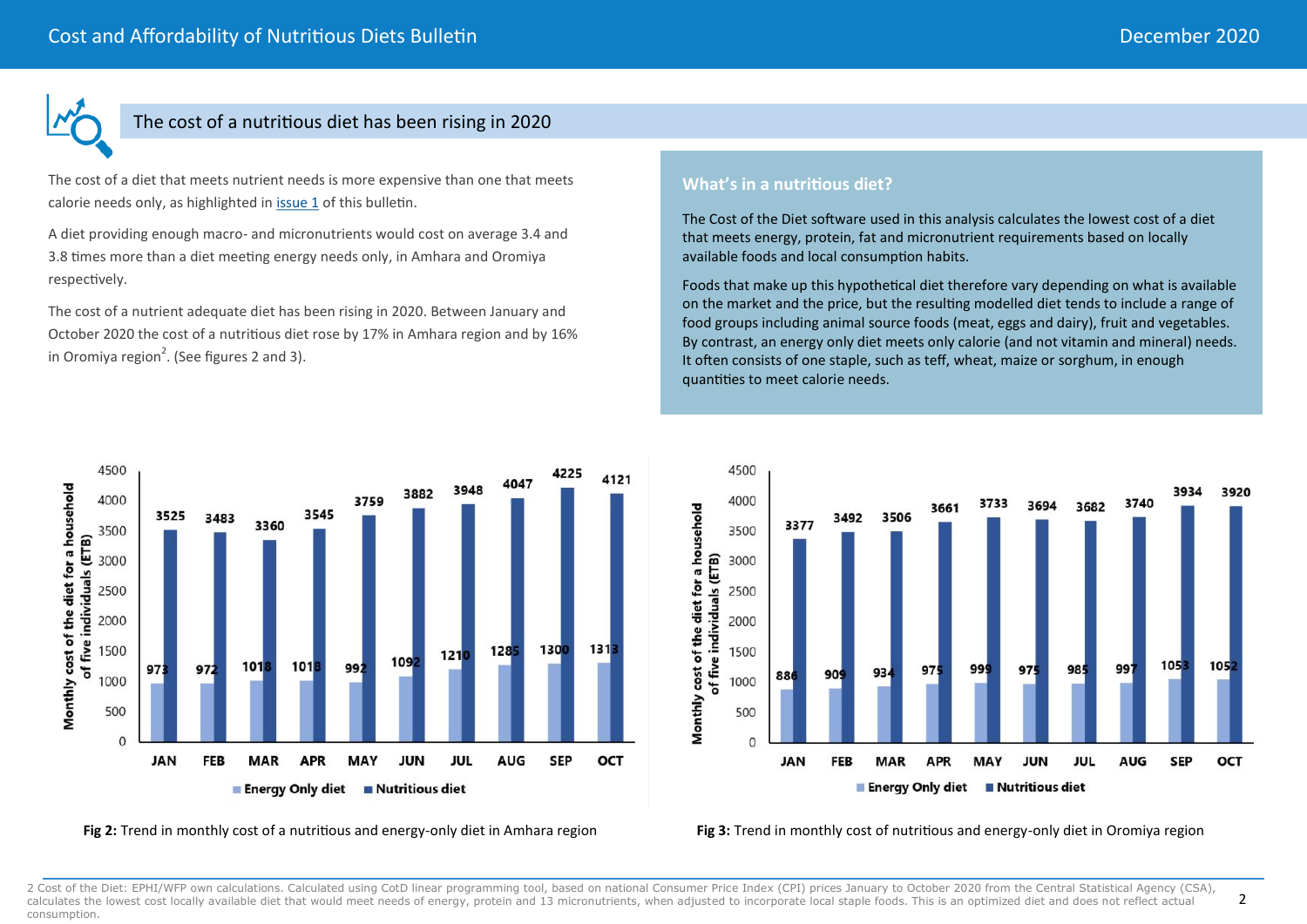## The cost of a nutritious diet has been rising in 2020

The cost of a diet that meets nutrient needs is more expensive than one that meets calorie needs only, as highlighted in issue 1 of this bulletin.

A diet providing enough macro- and micronutrients would cost on average 3.4 and 3.8 times more than a diet meeting energy needs only, in Amhara and Oromiya respectively.

The cost of a nutrient adequate diet has been rising in 2020. Between January and October 2020 the cost of a nutritious diet rose by 17% in Amhara region and by 16% in Oromiya region[2]. (See figures 2 and 3).

### What's in a nutritious diet?

The Cost of the Diet software used in this analysis calculates the lowest cost of a diet that meets energy, protein, fat and micronutrient requirements based on locally available foods and local consumption habits.

Foods that make up this hypothetical diet therefore vary depending on what is available on the market and the price, but the resulting modelled diet tends to include a range of food groups including animal source foods (meat, eggs and dairy), fruit and vegetables. By contrast, an energy only diet meets only calorie (and not vitamin and mineral) needs. It often consists of one staple, such as teff, wheat, maize or sorghum, in enough quantities to meet calorie needs.

Monthly cost of the diet for a household of five individuals (ETB)

| | JAN | FEB | MAR | APR | MAY | JUN | JUL | AUG | SEP | OCT |
|---|---|---|---|---|---|---|---|---|---|---|
| Energy Only diet | 973 | 972 | 1018 | 1018 | 992 | 1092 | 1210 | 1285 | 1300 | 1313 |
| Nutritious diet | 3525 | 3483 | 3360 | 3545 | 3759 | 3882 | 3948 | 4047 | 4225 | 4121 |

**Fig 2:** Trend in monthly cost of a nutritious and energy-only diet in Amhara region

Monthly cost of the diet for a household of five individuals (ETB)

| | JAN | FEB | MAR | APR | MAY | JUN | JUL | AUG | SEP | OCT |
|---|---|---|---|---|---|---|---|---|---|---|
| Energy Only diet | 886 | 909 | 934 | 975 | 999 | 975 | 985 | 997 | 1053 | 1052 |
| Nutritious diet | 3377 | 3492 | 3506 | 3661 | 3733 | 3694 | 3682 | 3740 | 3934 | 3920 |

**Fig 3:** Trend in monthly cost of nutritious and energy-only diet in Oromiya region

2 Cost of the Diet: EPHI/WFP own calculations. Calculated using CotD linear programming tool, based on national Consumer Price Index (CPI) prices January to October 2020 from the Central Statistical Agency (CSA), calculates the lowest cost locally available diet that would meet needs of energy, protein and 13 micronutrients, when adjusted to incorporate local staple foods. This is an optimized diet and does not reflect actual consumption.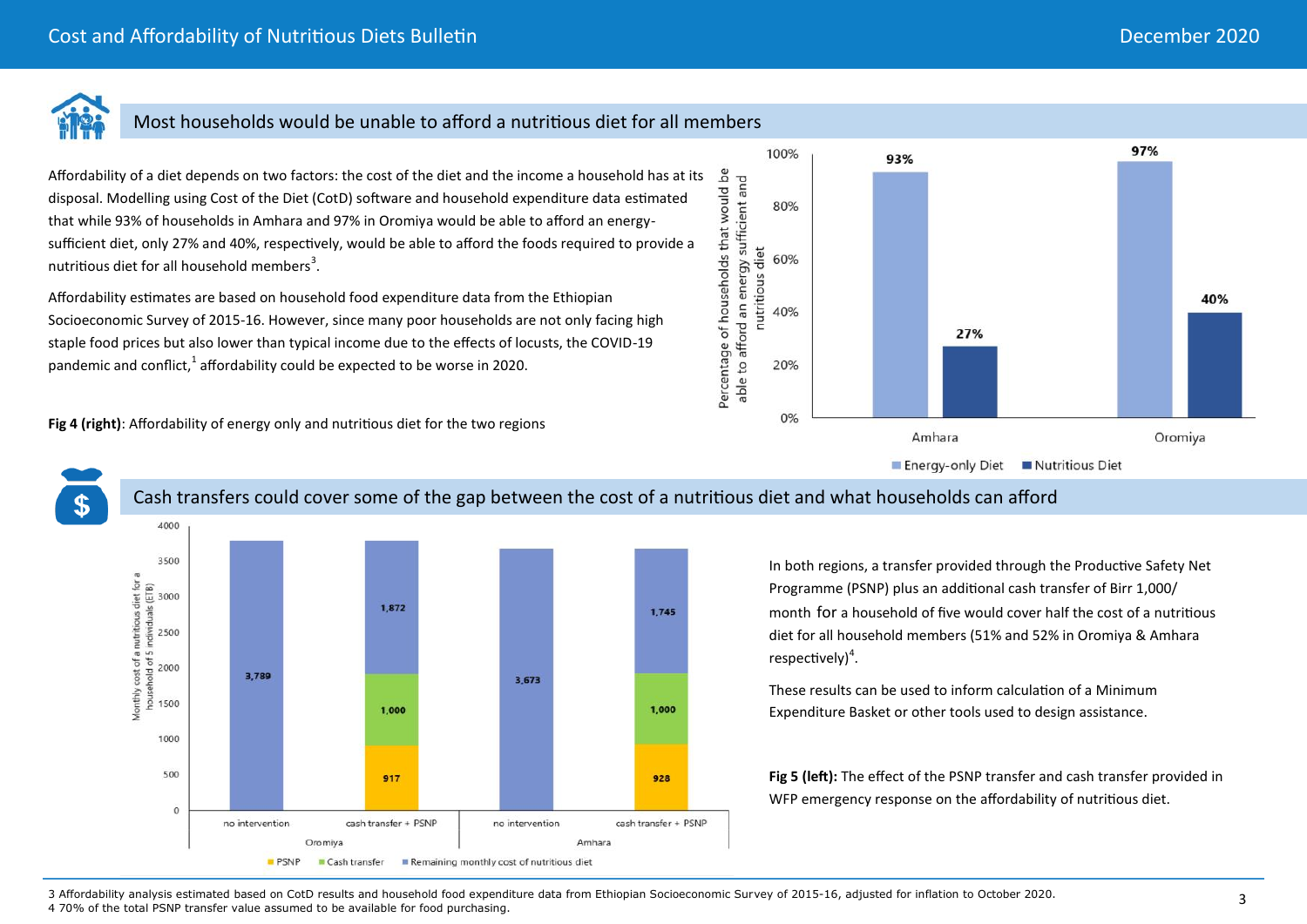## Most households would be unable to afford a nutritious diet for all members

Affordability of a diet depends on two factors: the cost of the diet and the income a household has at its disposal. Modelling using Cost of the Diet (CotD) software and household expenditure data estimated that while 93% of households in Amhara and 97% in Oromiya would be able to afford an energy-sufficient diet, only 27% and 40%, respectively, would be able to afford the foods required to provide a nutritious diet for all household members[3].

Affordability estimates are based on household food expenditure data from the Ethiopian Socioeconomic Survey of 2015-16. However, since many poor households are not only facing high staple food prices but also lower than typical income due to the effects of locusts, the COVID-19 pandemic and conflict,[1] affordability could be expected to be worse in 2020.

**Fig 4 (right)**: Affordability of energy only and nutritious diet for the two regions

| Region | Energy-only Diet | Nutritious Diet |
|---|---|---|
| Amhara | 93% | 27% |
| Oromiya | 97% | 40% |

## Cash transfers could cover some of the gap between the cost of a nutritious diet and what households can afford

| Region | Scenario | PSNP | Cash transfer | Remaining monthly cost of nutritious diet |
|---|---|---|---|---|
| Oromiya | no intervention | | | 3,789 |
| Oromiya | cash transfer + PSNP | 917 | 1,000 | 1,872 |
| Amhara | no intervention | | | 3,673 |
| Amhara | cash transfer + PSNP | 928 | 1,000 | 1,745 |

In both regions, a transfer provided through the Productive Safety Net Programme (PSNP) plus an additional cash transfer of Birr 1,000/ month for a household of five would cover half the cost of a nutritious diet for all household members (51% and 52% in Oromiya & Amhara respectively)[4].

These results can be used to inform calculation of a Minimum Expenditure Basket or other tools used to design assistance.

**Fig 5 (left):** The effect of the PSNP transfer and cash transfer provided in WFP emergency response on the affordability of nutritious diet.

3 Affordability analysis estimated based on CotD results and household food expenditure data from Ethiopian Socioeconomic Survey of 2015-16, adjusted for inflation to October 2020.
4 70% of the total PSNP transfer value assumed to be available for food purchasing.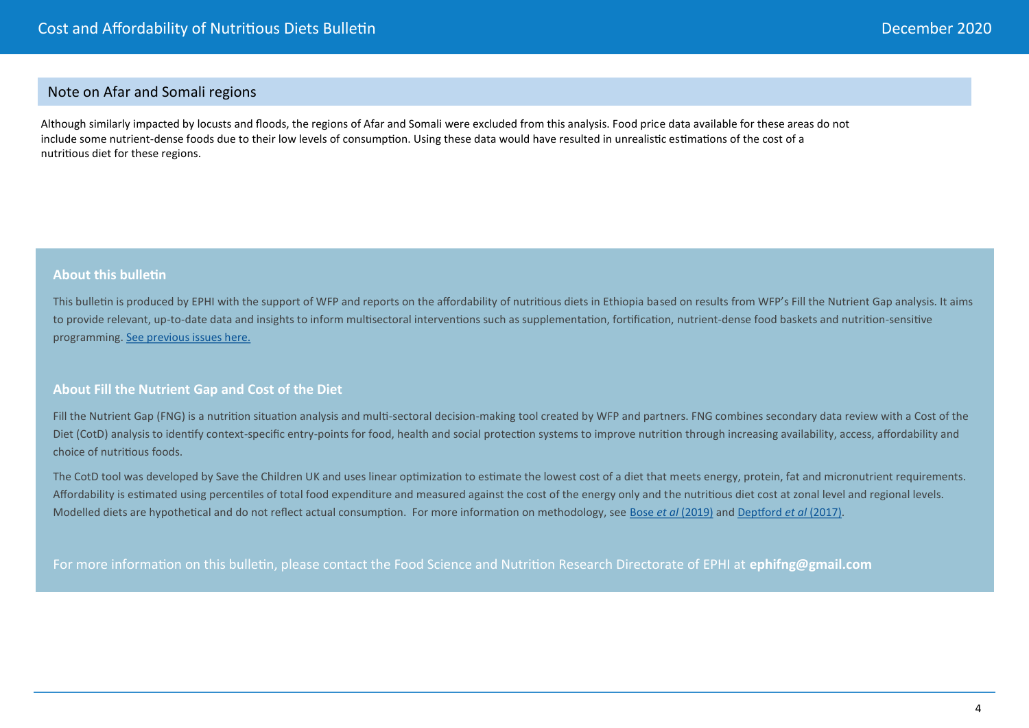## Note on Afar and Somali regions

Although similarly impacted by locusts and floods, the regions of Afar and Somali were excluded from this analysis. Food price data available for these areas do not include some nutrient-dense foods due to their low levels of consumption. Using these data would have resulted in unrealistic estimations of the cost of a nutritious diet for these regions.

## About this bulletin

This bulletin is produced by EPHI with the support of WFP and reports on the affordability of nutritious diets in Ethiopia based on results from WFP's Fill the Nutrient Gap analysis. It aims to provide relevant, up-to-date data and insights to inform multisectoral interventions such as supplementation, fortification, nutrient-dense food baskets and nutrition-sensitive programming. See previous issues here.

## About Fill the Nutrient Gap and Cost of the Diet

Fill the Nutrient Gap (FNG) is a nutrition situation analysis and multi-sectoral decision-making tool created by WFP and partners. FNG combines secondary data review with a Cost of the Diet (CotD) analysis to identify context-specific entry-points for food, health and social protection systems to improve nutrition through increasing availability, access, affordability and choice of nutritious foods.

The CotD tool was developed by Save the Children UK and uses linear optimization to estimate the lowest cost of a diet that meets energy, protein, fat and micronutrient requirements. Affordability is estimated using percentiles of total food expenditure and measured against the cost of the energy only and the nutritious diet cost at zonal level and regional levels. Modelled diets are hypothetical and do not reflect actual consumption. For more information on methodology, see Bose *et al* (2019) and Deptford *et al* (2017).

For more information on this bulletin, please contact the Food Science and Nutrition Research Directorate of EPHI at **ephifng@gmail.com**